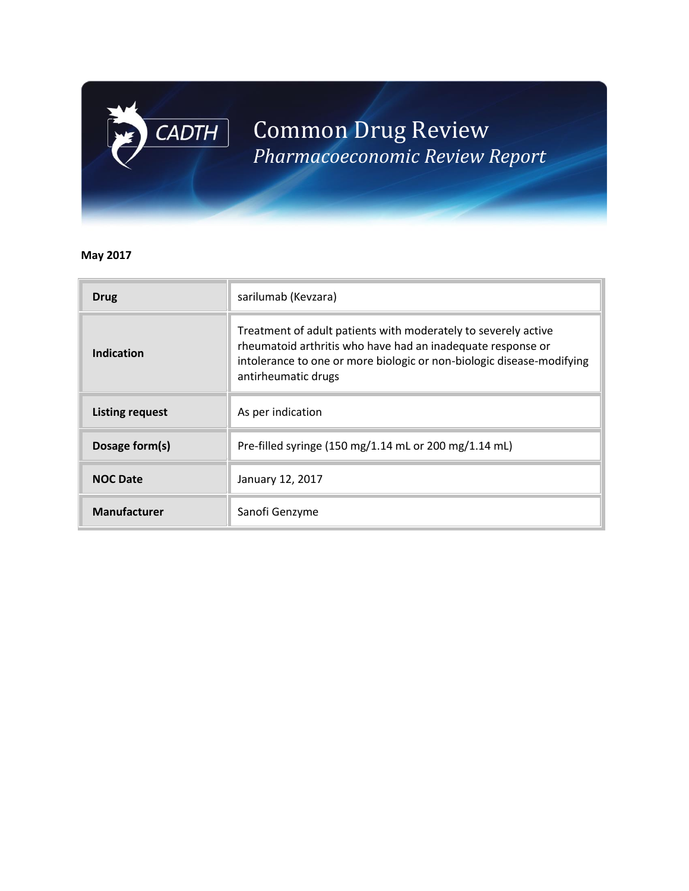# CADTH Common Drug Review

## *Pharmacoeconomic Review Report*

**May 2017**

| | |
|---|---|
| **Drug** | sarilumab (Kevzara) |
| **Indication** | Treatment of adult patients with moderately to severely active rheumatoid arthritis who have had an inadequate response or intolerance to one or more biologic or non-biologic disease-modifying antirheumatic drugs |
| **Listing request** | As per indication |
| **Dosage form(s)** | Pre-filled syringe (150 mg/1.14 mL or 200 mg/1.14 mL) |
| **NOC Date** | January 12, 2017 |
| **Manufacturer** | Sanofi Genzyme |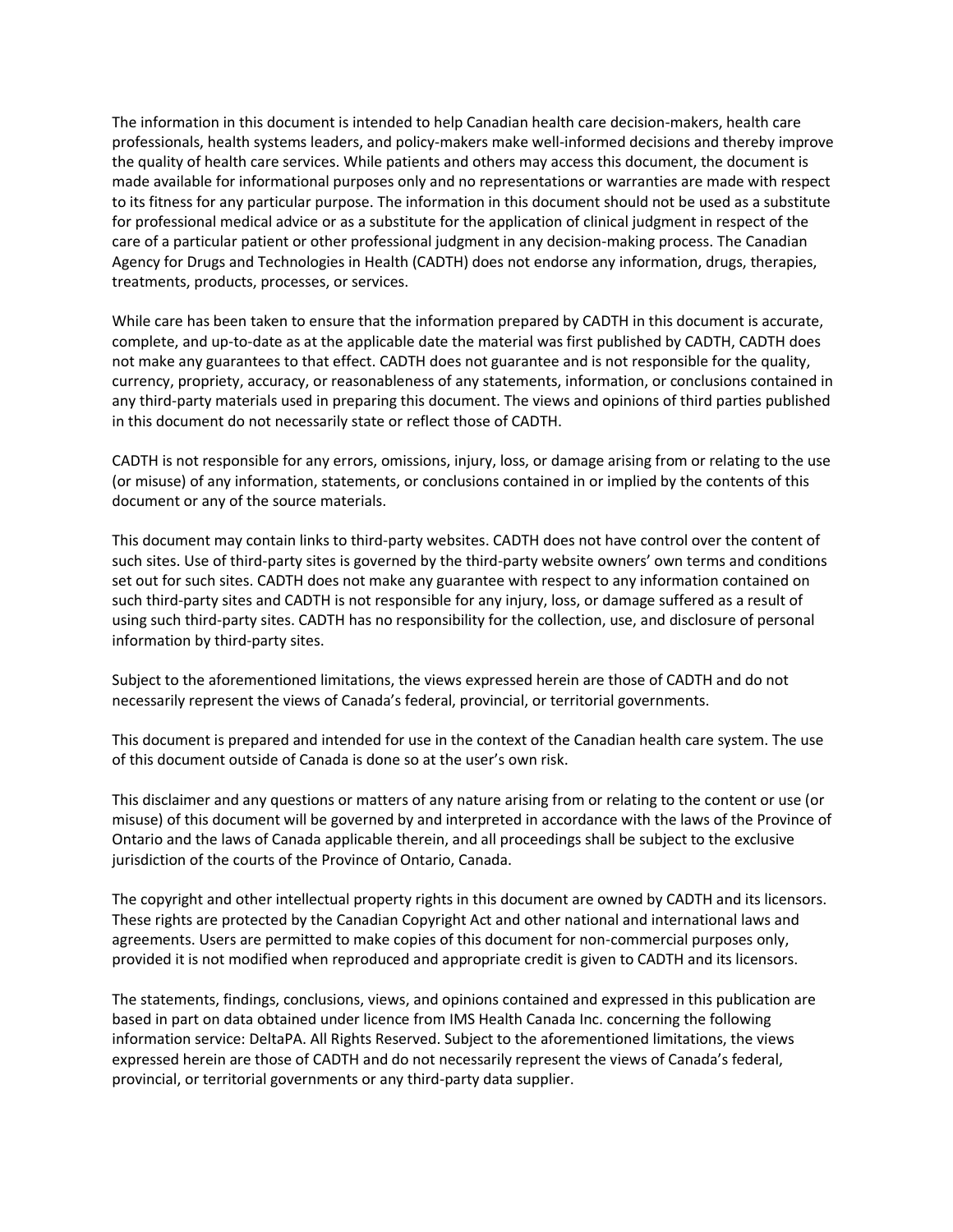The information in this document is intended to help Canadian health care decision-makers, health care professionals, health systems leaders, and policy-makers make well-informed decisions and thereby improve the quality of health care services. While patients and others may access this document, the document is made available for informational purposes only and no representations or warranties are made with respect to its fitness for any particular purpose. The information in this document should not be used as a substitute for professional medical advice or as a substitute for the application of clinical judgment in respect of the care of a particular patient or other professional judgment in any decision-making process. The Canadian Agency for Drugs and Technologies in Health (CADTH) does not endorse any information, drugs, therapies, treatments, products, processes, or services.

While care has been taken to ensure that the information prepared by CADTH in this document is accurate, complete, and up-to-date as at the applicable date the material was first published by CADTH, CADTH does not make any guarantees to that effect. CADTH does not guarantee and is not responsible for the quality, currency, propriety, accuracy, or reasonableness of any statements, information, or conclusions contained in any third-party materials used in preparing this document. The views and opinions of third parties published in this document do not necessarily state or reflect those of CADTH.

CADTH is not responsible for any errors, omissions, injury, loss, or damage arising from or relating to the use (or misuse) of any information, statements, or conclusions contained in or implied by the contents of this document or any of the source materials.

This document may contain links to third-party websites. CADTH does not have control over the content of such sites. Use of third-party sites is governed by the third-party website owners' own terms and conditions set out for such sites. CADTH does not make any guarantee with respect to any information contained on such third-party sites and CADTH is not responsible for any injury, loss, or damage suffered as a result of using such third-party sites. CADTH has no responsibility for the collection, use, and disclosure of personal information by third-party sites.

Subject to the aforementioned limitations, the views expressed herein are those of CADTH and do not necessarily represent the views of Canada's federal, provincial, or territorial governments.

This document is prepared and intended for use in the context of the Canadian health care system. The use of this document outside of Canada is done so at the user's own risk.

This disclaimer and any questions or matters of any nature arising from or relating to the content or use (or misuse) of this document will be governed by and interpreted in accordance with the laws of the Province of Ontario and the laws of Canada applicable therein, and all proceedings shall be subject to the exclusive jurisdiction of the courts of the Province of Ontario, Canada.

The copyright and other intellectual property rights in this document are owned by CADTH and its licensors. These rights are protected by the Canadian Copyright Act and other national and international laws and agreements. Users are permitted to make copies of this document for non-commercial purposes only, provided it is not modified when reproduced and appropriate credit is given to CADTH and its licensors.

The statements, findings, conclusions, views, and opinions contained and expressed in this publication are based in part on data obtained under licence from IMS Health Canada Inc. concerning the following information service: DeltaPA. All Rights Reserved. Subject to the aforementioned limitations, the views expressed herein are those of CADTH and do not necessarily represent the views of Canada's federal, provincial, or territorial governments or any third-party data supplier.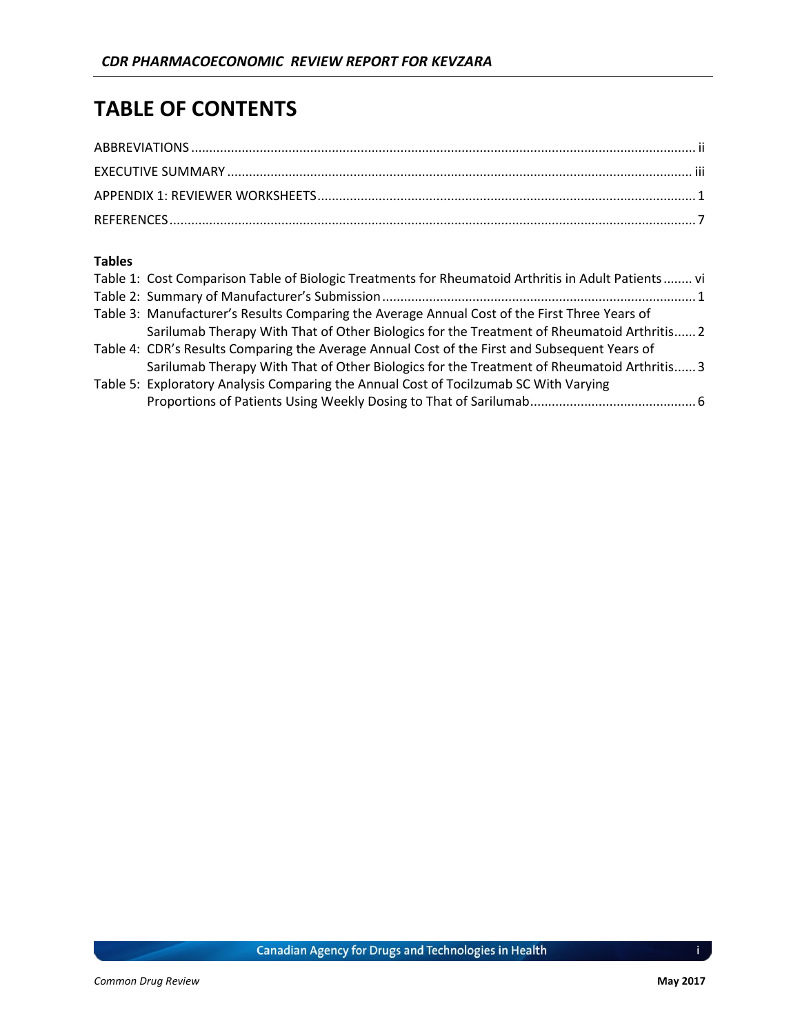# TABLE OF CONTENTS

ABBREVIATIONS ........................................................................................................................................... ii
EXECUTIVE SUMMARY ................................................................................................................................ iii
APPENDIX 1: REVIEWER WORKSHEETS ......................................................................................................... 1
REFERENCES ................................................................................................................................................. 7

**Tables**

Table 1: Cost Comparison Table of Biologic Treatments for Rheumatoid Arthritis in Adult Patients ........ vi
Table 2: Summary of Manufacturer's Submission ...................................................................................... 1
Table 3: Manufacturer's Results Comparing the Average Annual Cost of the First Three Years of Sarilumab Therapy With That of Other Biologics for the Treatment of Rheumatoid Arthritis ...... 2
Table 4: CDR's Results Comparing the Average Annual Cost of the First and Subsequent Years of Sarilumab Therapy With That of Other Biologics for the Treatment of Rheumatoid Arthritis ...... 3
Table 5: Exploratory Analysis Comparing the Annual Cost of Tocilzumab SC With Varying Proportions of Patients Using Weekly Dosing to That of Sarilumab ............................................. 6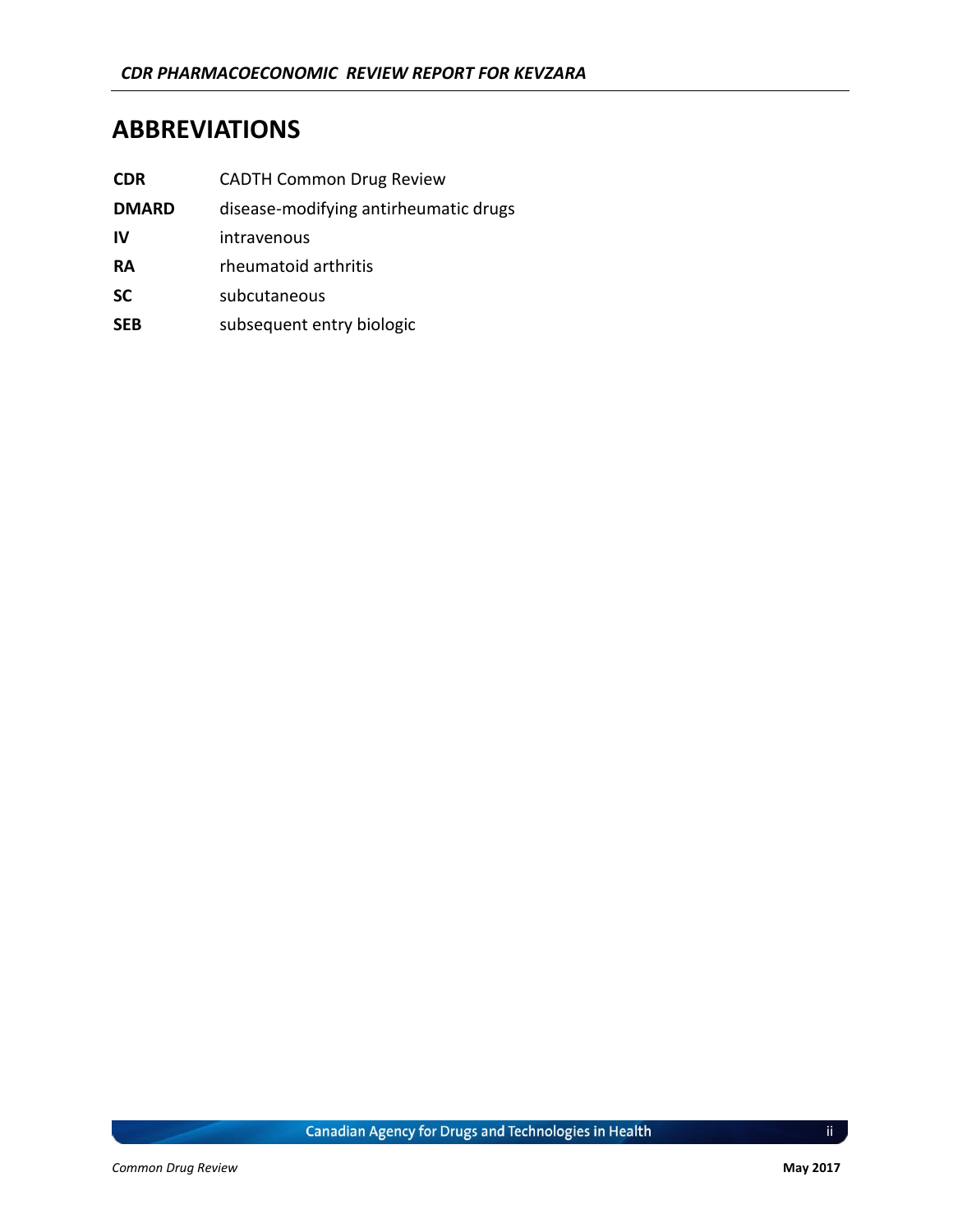## ABBREVIATIONS

| | |
|---|---|
| **CDR** | CADTH Common Drug Review |
| **DMARD** | disease-modifying antirheumatic drugs |
| **IV** | intravenous |
| **RA** | rheumatoid arthritis |
| **SC** | subcutaneous |
| **SEB** | subsequent entry biologic |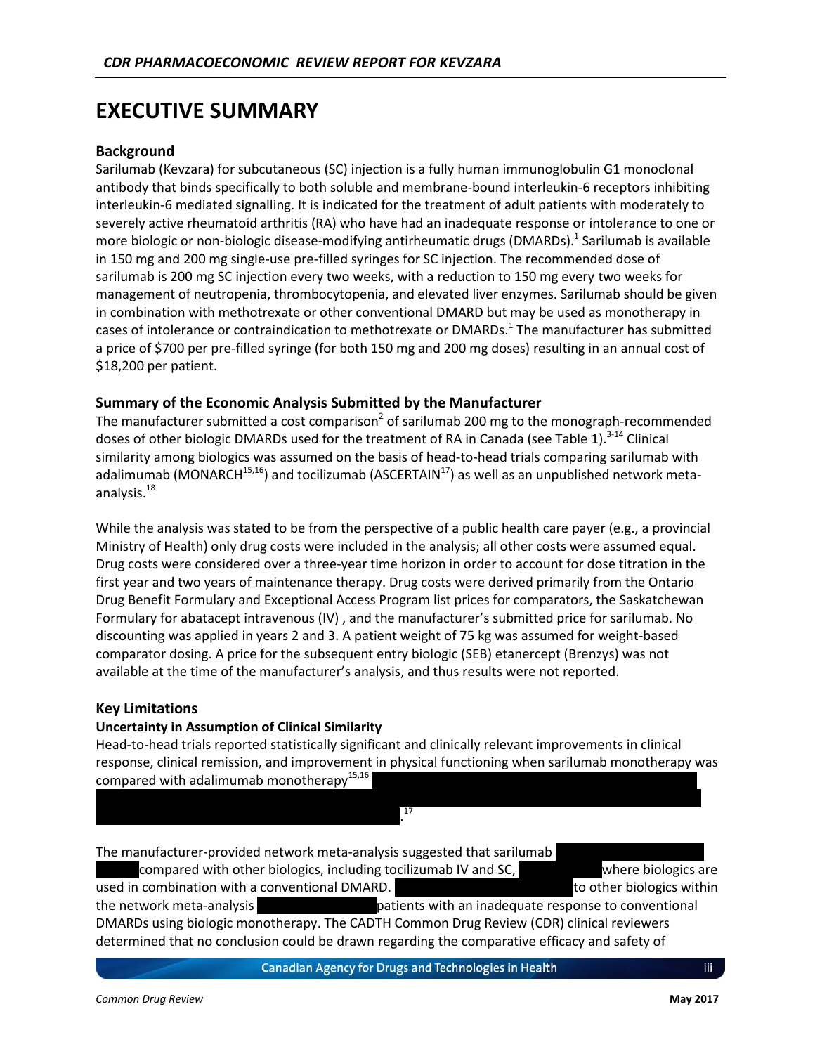# EXECUTIVE SUMMARY

### Background

Sarilumab (Kevzara) for subcutaneous (SC) injection is a fully human immunoglobulin G1 monoclonal antibody that binds specifically to both soluble and membrane-bound interleukin-6 receptors inhibiting interleukin-6 mediated signalling. It is indicated for the treatment of adult patients with moderately to severely active rheumatoid arthritis (RA) who have had an inadequate response or intolerance to one or more biologic or non-biologic disease-modifying antirheumatic drugs (DMARDs).[1] Sarilumab is available in 150 mg and 200 mg single-use pre-filled syringes for SC injection. The recommended dose of sarilumab is 200 mg SC injection every two weeks, with a reduction to 150 mg every two weeks for management of neutropenia, thrombocytopenia, and elevated liver enzymes. Sarilumab should be given in combination with methotrexate or other conventional DMARD but may be used as monotherapy in cases of intolerance or contraindication to methotrexate or DMARDs.[1] The manufacturer has submitted a price of $700 per pre-filled syringe (for both 150 mg and 200 mg doses) resulting in an annual cost of $18,200 per patient.

### Summary of the Economic Analysis Submitted by the Manufacturer

The manufacturer submitted a cost comparison[2] of sarilumab 200 mg to the monograph-recommended doses of other biologic DMARDs used for the treatment of RA in Canada (see Table 1).[3-14] Clinical similarity among biologics was assumed on the basis of head-to-head trials comparing sarilumab with adalimumab (MONARCH[15,16]) and tocilizumab (ASCERTAIN[17]) as well as an unpublished network meta-analysis.[18]

While the analysis was stated to be from the perspective of a public health care payer (e.g., a provincial Ministry of Health) only drug costs were included in the analysis; all other costs were assumed equal. Drug costs were considered over a three-year time horizon in order to account for dose titration in the first year and two years of maintenance therapy. Drug costs were derived primarily from the Ontario Drug Benefit Formulary and Exceptional Access Program list prices for comparators, the Saskatchewan Formulary for abatacept intravenous (IV) , and the manufacturer's submitted price for sarilumab. No discounting was applied in years 2 and 3. A patient weight of 75 kg was assumed for weight-based comparator dosing. A price for the subsequent entry biologic (SEB) etanercept (Brenzys) was not available at the time of the manufacturer's analysis, and thus results were not reported.

### Key Limitations

#### Uncertainty in Assumption of Clinical Similarity

Head-to-head trials reported statistically significant and clinically relevant improvements in clinical response, clinical remission, and improvement in physical functioning when sarilumab monotherapy was compared with adalimumab monotherapy[15,16] ████████████████████████████████████████ ████████████████████████████████████████████████████████████████ ██████████████████████████████████.[17]

The manufacturer-provided network meta-analysis suggested that sarilumab ████████████ ████ compared with other biologics, including tocilizumab IV and SC, ████████ where biologics are used in combination with a conventional DMARD. ████████████████████ to other biologics within the network meta-analysis ████████████ patients with an inadequate response to conventional DMARDs using biologic monotherapy. The CADTH Common Drug Review (CDR) clinical reviewers determined that no conclusion could be drawn regarding the comparative efficacy and safety of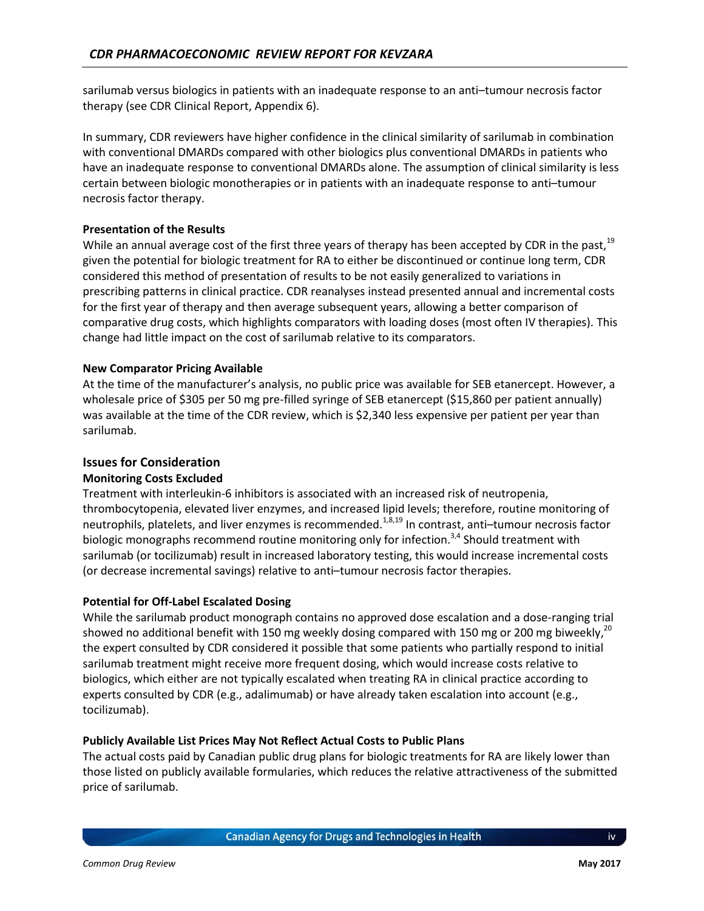sarilumab versus biologics in patients with an inadequate response to an anti–tumour necrosis factor therapy (see CDR Clinical Report, Appendix 6).

In summary, CDR reviewers have higher confidence in the clinical similarity of sarilumab in combination with conventional DMARDs compared with other biologics plus conventional DMARDs in patients who have an inadequate response to conventional DMARDs alone. The assumption of clinical similarity is less certain between biologic monotherapies or in patients with an inadequate response to anti–tumour necrosis factor therapy.

**Presentation of the Results**

While an annual average cost of the first three years of therapy has been accepted by CDR in the past,[19] given the potential for biologic treatment for RA to either be discontinued or continue long term, CDR considered this method of presentation of results to be not easily generalized to variations in prescribing patterns in clinical practice. CDR reanalyses instead presented annual and incremental costs for the first year of therapy and then average subsequent years, allowing a better comparison of comparative drug costs, which highlights comparators with loading doses (most often IV therapies). This change had little impact on the cost of sarilumab relative to its comparators.

**New Comparator Pricing Available**

At the time of the manufacturer's analysis, no public price was available for SEB etanercept. However, a wholesale price of $305 per 50 mg pre-filled syringe of SEB etanercept ($15,860 per patient annually) was available at the time of the CDR review, which is $2,340 less expensive per patient per year than sarilumab.

## Issues for Consideration

**Monitoring Costs Excluded**

Treatment with interleukin-6 inhibitors is associated with an increased risk of neutropenia, thrombocytopenia, elevated liver enzymes, and increased lipid levels; therefore, routine monitoring of neutrophils, platelets, and liver enzymes is recommended.[1,8,19] In contrast, anti–tumour necrosis factor biologic monographs recommend routine monitoring only for infection.[3,4] Should treatment with sarilumab (or tocilizumab) result in increased laboratory testing, this would increase incremental costs (or decrease incremental savings) relative to anti–tumour necrosis factor therapies.

**Potential for Off-Label Escalated Dosing**

While the sarilumab product monograph contains no approved dose escalation and a dose-ranging trial showed no additional benefit with 150 mg weekly dosing compared with 150 mg or 200 mg biweekly,[20] the expert consulted by CDR considered it possible that some patients who partially respond to initial sarilumab treatment might receive more frequent dosing, which would increase costs relative to biologics, which either are not typically escalated when treating RA in clinical practice according to experts consulted by CDR (e.g., adalimumab) or have already taken escalation into account (e.g., tocilizumab).

**Publicly Available List Prices May Not Reflect Actual Costs to Public Plans**

The actual costs paid by Canadian public drug plans for biologic treatments for RA are likely lower than those listed on publicly available formularies, which reduces the relative attractiveness of the submitted price of sarilumab.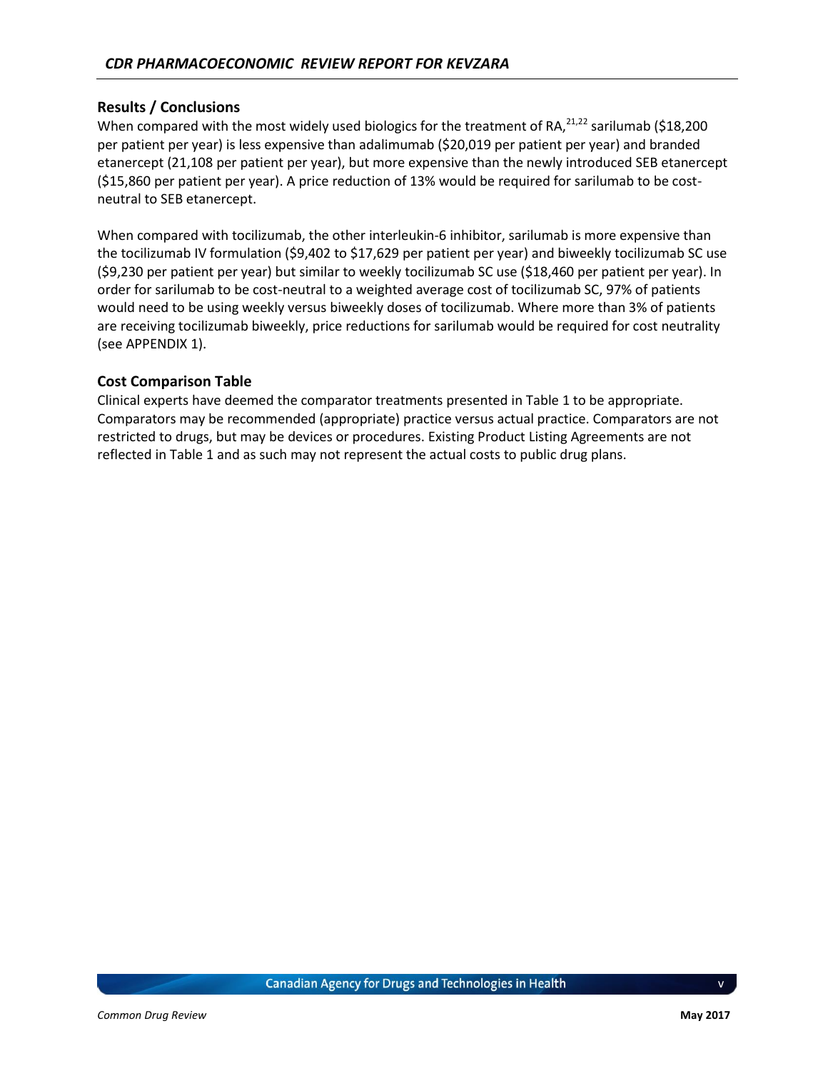## Results / Conclusions

When compared with the most widely used biologics for the treatment of RA,[21,22] sarilumab ($18,200 per patient per year) is less expensive than adalimumab ($20,019 per patient per year) and branded etanercept (21,108 per patient per year), but more expensive than the newly introduced SEB etanercept ($15,860 per patient per year). A price reduction of 13% would be required for sarilumab to be cost-neutral to SEB etanercept.

When compared with tocilizumab, the other interleukin-6 inhibitor, sarilumab is more expensive than the tocilizumab IV formulation ($9,402 to $17,629 per patient per year) and biweekly tocilizumab SC use ($9,230 per patient per year) but similar to weekly tocilizumab SC use ($18,460 per patient per year). In order for sarilumab to be cost-neutral to a weighted average cost of tocilizumab SC, 97% of patients would need to be using weekly versus biweekly doses of tocilizumab. Where more than 3% of patients are receiving tocilizumab biweekly, price reductions for sarilumab would be required for cost neutrality (see APPENDIX 1).

## Cost Comparison Table

Clinical experts have deemed the comparator treatments presented in Table 1 to be appropriate. Comparators may be recommended (appropriate) practice versus actual practice. Comparators are not restricted to drugs, but may be devices or procedures. Existing Product Listing Agreements are not reflected in Table 1 and as such may not represent the actual costs to public drug plans.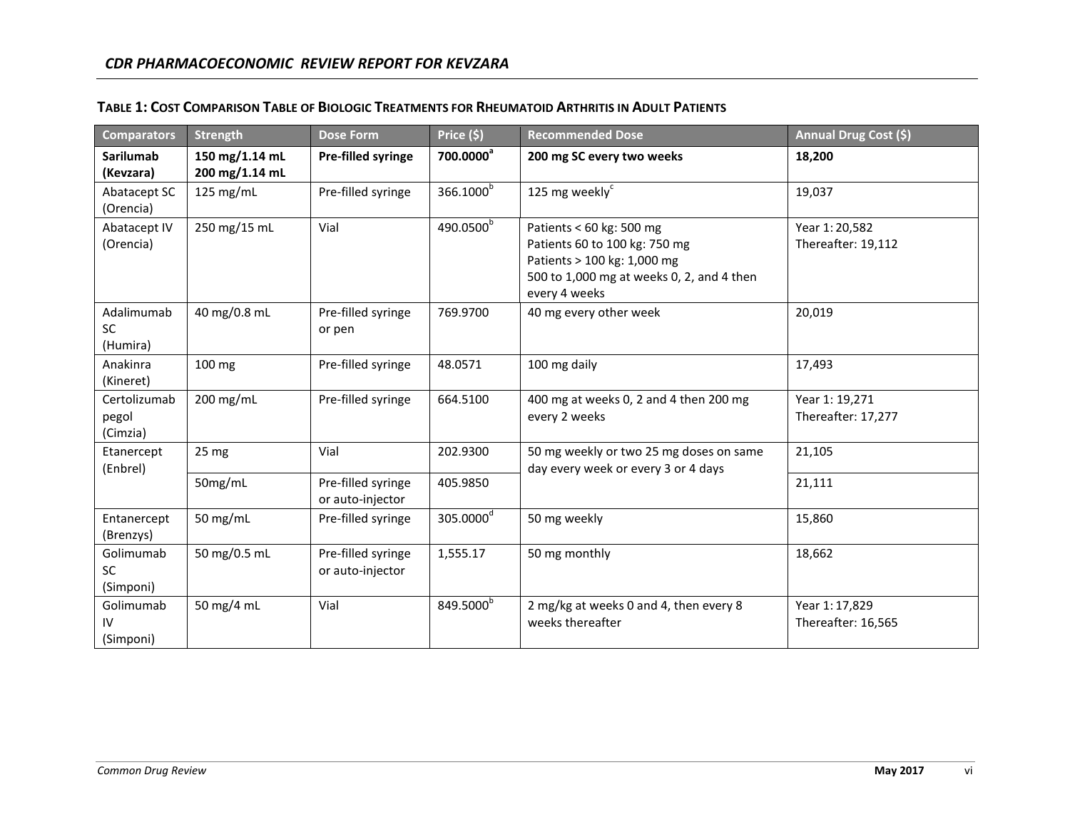**TABLE 1: COST COMPARISON TABLE OF BIOLOGIC TREATMENTS FOR RHEUMATOID ARTHRITIS IN ADULT PATIENTS**

| Comparators | Strength | Dose Form | Price ($) | Recommended Dose | Annual Drug Cost ($) |
|---|---|---|---|---|---|
| **Sarilumab (Kevzara)** | **150 mg/1.14 mL 200 mg/1.14 mL** | **Pre-filled syringe** | **700.0000[a]** | **200 mg SC every two weeks** | **18,200** |
| Abatacept SC (Orencia) | 125 mg/mL | Pre-filled syringe | 366.1000[b] | 125 mg weekly[c] | 19,037 |
| Abatacept IV (Orencia) | 250 mg/15 mL | Vial | 490.0500[b] | Patients < 60 kg: 500 mg<br>Patients 60 to 100 kg: 750 mg<br>Patients > 100 kg: 1,000 mg<br>500 to 1,000 mg at weeks 0, 2, and 4 then every 4 weeks | Year 1: 20,582<br>Thereafter: 19,112 |
| Adalimumab SC (Humira) | 40 mg/0.8 mL | Pre-filled syringe or pen | 769.9700 | 40 mg every other week | 20,019 |
| Anakinra (Kineret) | 100 mg | Pre-filled syringe | 48.0571 | 100 mg daily | 17,493 |
| Certolizumab pegol (Cimzia) | 200 mg/mL | Pre-filled syringe | 664.5100 | 400 mg at weeks 0, 2 and 4 then 200 mg every 2 weeks | Year 1: 19,271<br>Thereafter: 17,277 |
| Etanercept (Enbrel) | 25 mg | Vial | 202.9300 | 50 mg weekly or two 25 mg doses on same day every week or every 3 or 4 days | 21,105 |
| | 50mg/mL | Pre-filled syringe or auto-injector | 405.9850 | | 21,111 |
| Entanercept (Brenzys) | 50 mg/mL | Pre-filled syringe | 305.0000[d] | 50 mg weekly | 15,860 |
| Golimumab SC (Simponi) | 50 mg/0.5 mL | Pre-filled syringe or auto-injector | 1,555.17 | 50 mg monthly | 18,662 |
| Golimumab IV (Simponi) | 50 mg/4 mL | Vial | 849.5000[b] | 2 mg/kg at weeks 0 and 4, then every 8 weeks thereafter | Year 1: 17,829<br>Thereafter: 16,565 |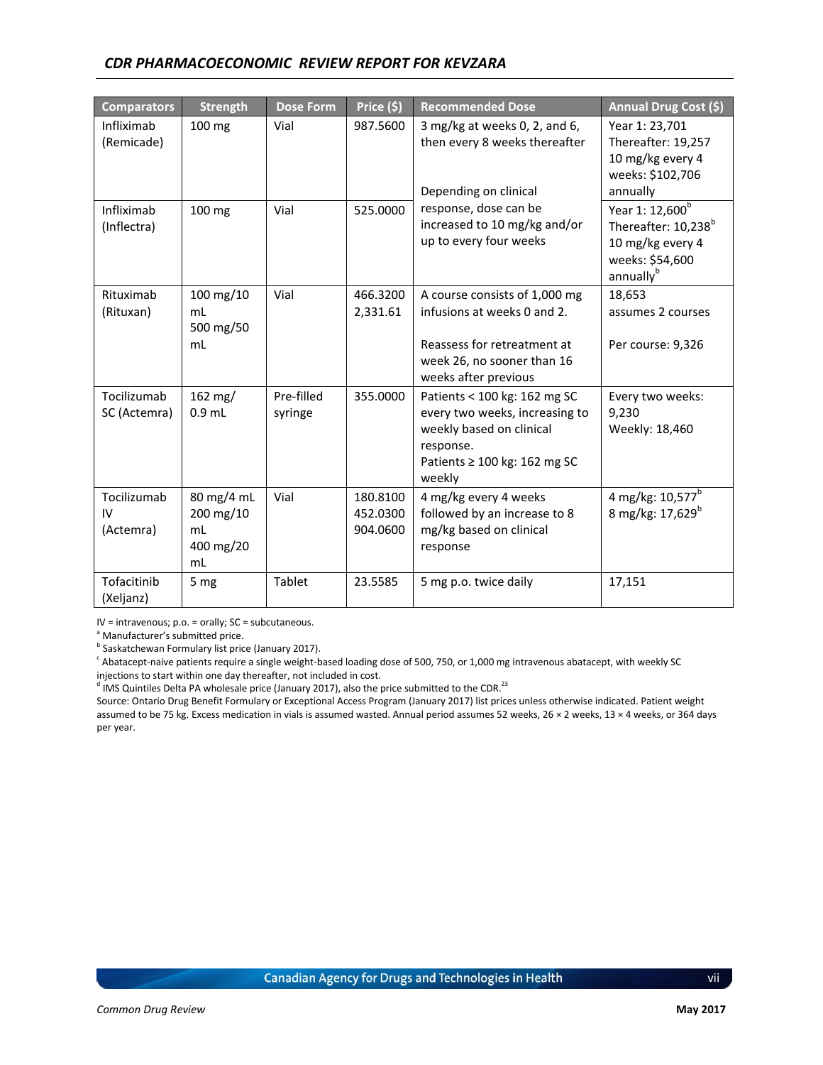| Comparators | Strength | Dose Form | Price ($) | Recommended Dose | Annual Drug Cost ($) |
|---|---|---|---|---|---|
| Infliximab (Remicade) | 100 mg | Vial | 987.5600 | 3 mg/kg at weeks 0, 2, and 6, then every 8 weeks thereafter<br><br>Depending on clinical response, dose can be increased to 10 mg/kg and/or up to every four weeks | Year 1: 23,701<br>Thereafter: 19,257<br>10 mg/kg every 4 weeks: $102,706 annually |
| Infliximab (Inflectra) | 100 mg | Vial | 525.0000 | | Year 1: 12,600[b]<br>Thereafter: 10,238[b]<br>10 mg/kg every 4 weeks: $54,600 annually[b] |
| Rituximab (Rituxan) | 100 mg/10 mL<br>500 mg/50 mL | Vial | 466.3200<br>2,331.61 | A course consists of 1,000 mg infusions at weeks 0 and 2.<br><br>Reassess for retreatment at week 26, no sooner than 16 weeks after previous | 18,653<br>assumes 2 courses<br><br>Per course: 9,326 |
| Tocilizumab SC (Actemra) | 162 mg/ 0.9 mL | Pre-filled syringe | 355.0000 | Patients < 100 kg: 162 mg SC every two weeks, increasing to weekly based on clinical response.<br>Patients ≥ 100 kg: 162 mg SC weekly | Every two weeks: 9,230<br>Weekly: 18,460 |
| Tocilizumab IV (Actemra) | 80 mg/4 mL<br>200 mg/10 mL<br>400 mg/20 mL | Vial | 180.8100<br>452.0300<br>904.0600 | 4 mg/kg every 4 weeks followed by an increase to 8 mg/kg based on clinical response | 4 mg/kg: 10,577[b]<br>8 mg/kg: 17,629[b] |
| Tofacitinib (Xeljanz) | 5 mg | Tablet | 23.5585 | 5 mg p.o. twice daily | 17,151 |

IV = intravenous; p.o. = orally; SC = subcutaneous.
[a] Manufacturer's submitted price.
[b] Saskatchewan Formulary list price (January 2017).
[c] Abatacept-naive patients require a single weight-based loading dose of 500, 750, or 1,000 mg intravenous abatacept, with weekly SC injections to start within one day thereafter, not included in cost.
[d] IMS Quintiles Delta PA wholesale price (January 2017), also the price submitted to the CDR.[23]
Source: Ontario Drug Benefit Formulary or Exceptional Access Program (January 2017) list prices unless otherwise indicated. Patient weight assumed to be 75 kg. Excess medication in vials is assumed wasted. Annual period assumes 52 weeks, 26 × 2 weeks, 13 × 4 weeks, or 364 days per year.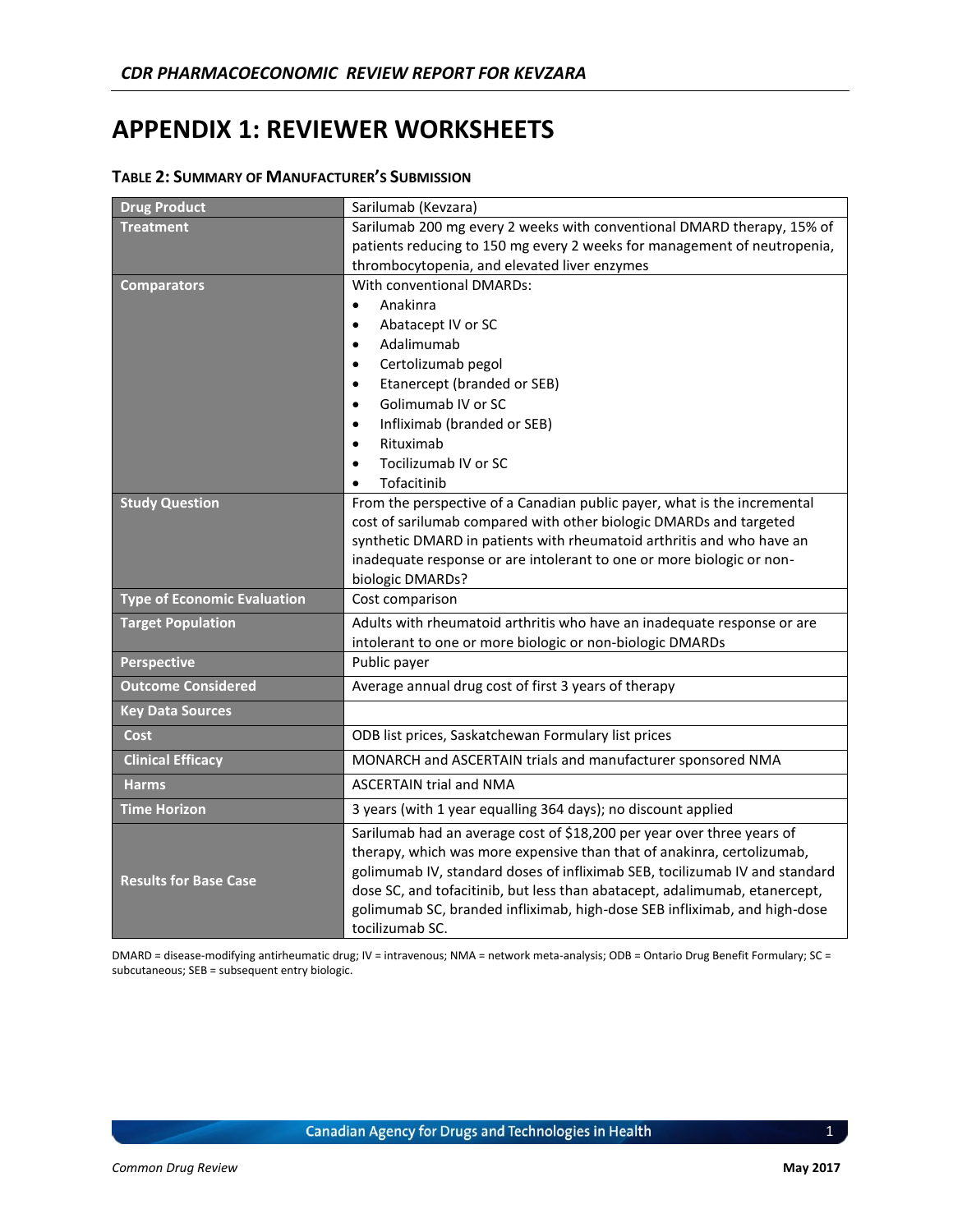# APPENDIX 1: REVIEWER WORKSHEETS

**TABLE 2: SUMMARY OF MANUFACTURER'S SUBMISSION**

| **Drug Product** | Sarilumab (Kevzara) |
|---|---|
| **Treatment** | Sarilumab 200 mg every 2 weeks with conventional DMARD therapy, 15% of patients reducing to 150 mg every 2 weeks for management of neutropenia, thrombocytopenia, and elevated liver enzymes |
| **Comparators** | With conventional DMARDs:<br>• Anakinra<br>• Abatacept IV or SC<br>• Adalimumab<br>• Certolizumab pegol<br>• Etanercept (branded or SEB)<br>• Golimumab IV or SC<br>• Infliximab (branded or SEB)<br>• Rituximab<br>• Tocilizumab IV or SC<br>• Tofacitinib |
| **Study Question** | From the perspective of a Canadian public payer, what is the incremental cost of sarilumab compared with other biologic DMARDs and targeted synthetic DMARD in patients with rheumatoid arthritis and who have an inadequate response or are intolerant to one or more biologic or non-biologic DMARDs? |
| **Type of Economic Evaluation** | Cost comparison |
| **Target Population** | Adults with rheumatoid arthritis who have an inadequate response or are intolerant to one or more biologic or non-biologic DMARDs |
| **Perspective** | Public payer |
| **Outcome Considered** | Average annual drug cost of first 3 years of therapy |
| **Key Data Sources** | |
| **Cost** | ODB list prices, Saskatchewan Formulary list prices |
| **Clinical Efficacy** | MONARCH and ASCERTAIN trials and manufacturer sponsored NMA |
| **Harms** | ASCERTAIN trial and NMA |
| **Time Horizon** | 3 years (with 1 year equalling 364 days); no discount applied |
| **Results for Base Case** | Sarilumab had an average cost of $18,200 per year over three years of therapy, which was more expensive than that of anakinra, certolizumab, golimumab IV, standard doses of infliximab SEB, tocilizumab IV and standard dose SC, and tofacitinib, but less than abatacept, adalimumab, etanercept, golimumab SC, branded infliximab, high-dose SEB infliximab, and high-dose tocilizumab SC. |

DMARD = disease-modifying antirheumatic drug; IV = intravenous; NMA = network meta-analysis; ODB = Ontario Drug Benefit Formulary; SC = subcutaneous; SEB = subsequent entry biologic.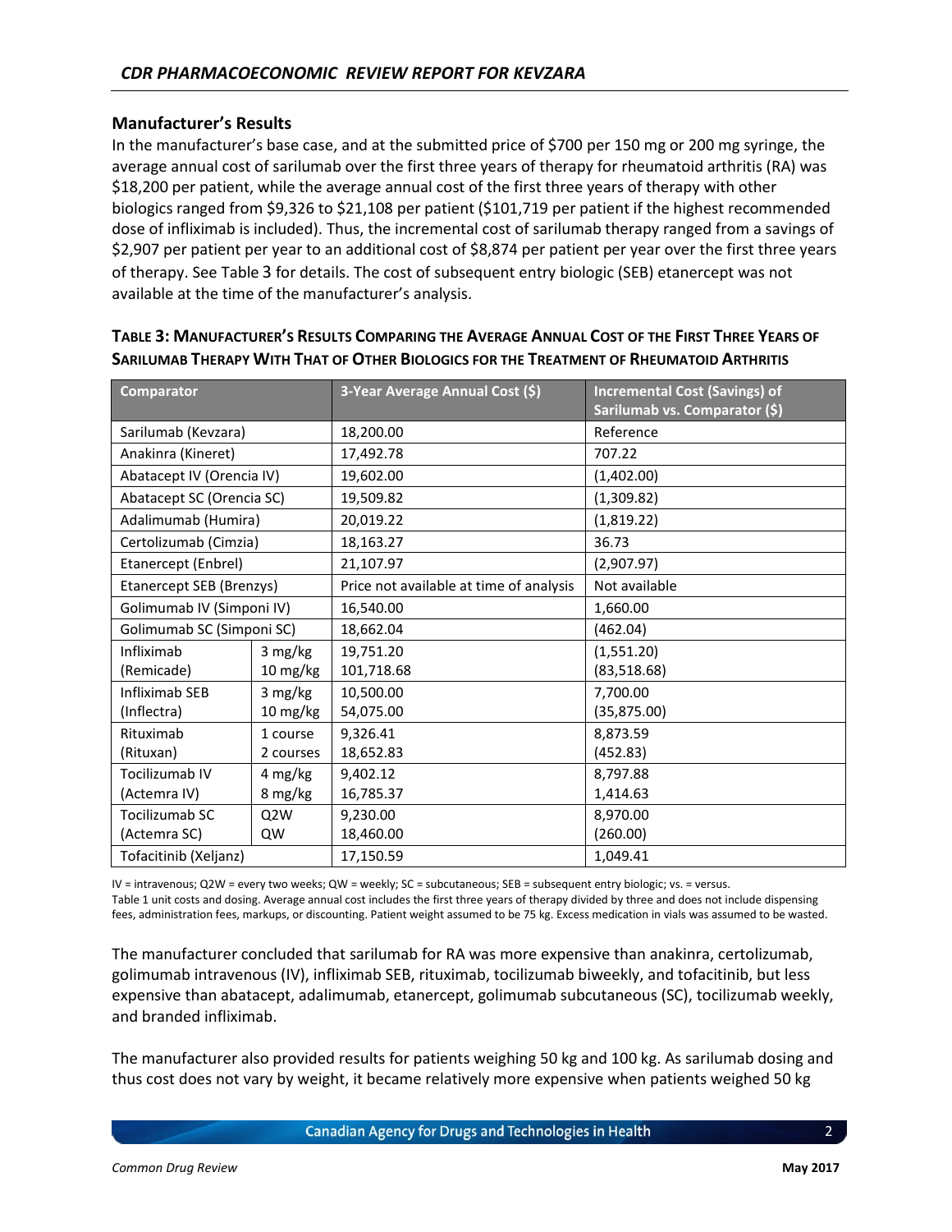## Manufacturer's Results

In the manufacturer's base case, and at the submitted price of $700 per 150 mg or 200 mg syringe, the average annual cost of sarilumab over the first three years of therapy for rheumatoid arthritis (RA) was $18,200 per patient, while the average annual cost of the first three years of therapy with other biologics ranged from $9,326 to $21,108 per patient ($101,719 per patient if the highest recommended dose of infliximab is included). Thus, the incremental cost of sarilumab therapy ranged from a savings of $2,907 per patient per year to an additional cost of $8,874 per patient per year over the first three years of therapy. See Table 3 for details. The cost of subsequent entry biologic (SEB) etanercept was not available at the time of the manufacturer's analysis.

**Table 3: Manufacturer's Results Comparing the Average Annual Cost of the First Three Years of Sarilumab Therapy With That of Other Biologics for the Treatment of Rheumatoid Arthritis**

| Comparator | | 3-Year Average Annual Cost ($) | Incremental Cost (Savings) of Sarilumab vs. Comparator ($) |
|---|---|---|---|
| Sarilumab (Kevzara) | | 18,200.00 | Reference |
| Anakinra (Kineret) | | 17,492.78 | 707.22 |
| Abatacept IV (Orencia IV) | | 19,602.00 | (1,402.00) |
| Abatacept SC (Orencia SC) | | 19,509.82 | (1,309.82) |
| Adalimumab (Humira) | | 20,019.22 | (1,819.22) |
| Certolizumab (Cimzia) | | 18,163.27 | 36.73 |
| Etanercept (Enbrel) | | 21,107.97 | (2,907.97) |
| Etanercept SEB (Brenzys) | | Price not available at time of analysis | Not available |
| Golimumab IV (Simponi IV) | | 16,540.00 | 1,660.00 |
| Golimumab SC (Simponi SC) | | 18,662.04 | (462.04) |
| Infliximab (Remicade) | 3 mg/kg | 19,751.20 | (1,551.20) |
| | 10 mg/kg | 101,718.68 | (83,518.68) |
| Infliximab SEB (Inflectra) | 3 mg/kg | 10,500.00 | 7,700.00 |
| | 10 mg/kg | 54,075.00 | (35,875.00) |
| Rituximab (Rituxan) | 1 course | 9,326.41 | 8,873.59 |
| | 2 courses | 18,652.83 | (452.83) |
| Tocilizumab IV (Actemra IV) | 4 mg/kg | 9,402.12 | 8,797.88 |
| | 8 mg/kg | 16,785.37 | 1,414.63 |
| Tocilizumab SC (Actemra SC) | Q2W | 9,230.00 | 8,970.00 |
| | QW | 18,460.00 | (260.00) |
| Tofacitinib (Xeljanz) | | 17,150.59 | 1,049.41 |

IV = intravenous; Q2W = every two weeks; QW = weekly; SC = subcutaneous; SEB = subsequent entry biologic; vs. = versus.
Table 1 unit costs and dosing. Average annual cost includes the first three years of therapy divided by three and does not include dispensing fees, administration fees, markups, or discounting. Patient weight assumed to be 75 kg. Excess medication in vials was assumed to be wasted.

The manufacturer concluded that sarilumab for RA was more expensive than anakinra, certolizumab, golimumab intravenous (IV), infliximab SEB, rituximab, tocilizumab biweekly, and tofacitinib, but less expensive than abatacept, adalimumab, etanercept, golimumab subcutaneous (SC), tocilizumab weekly, and branded infliximab.

The manufacturer also provided results for patients weighing 50 kg and 100 kg. As sarilumab dosing and thus cost does not vary by weight, it became relatively more expensive when patients weighed 50 kg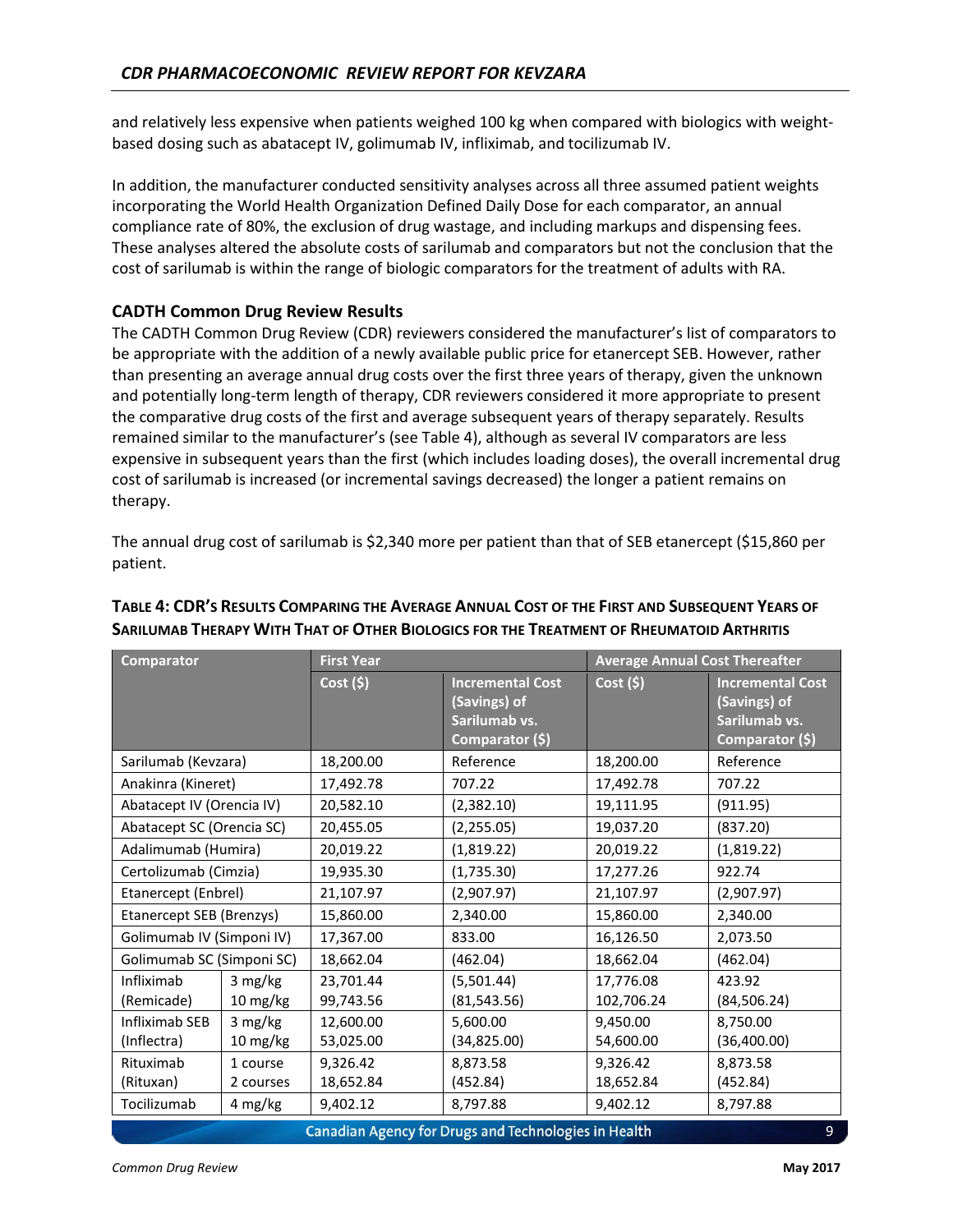and relatively less expensive when patients weighed 100 kg when compared with biologics with weight-based dosing such as abatacept IV, golimumab IV, infliximab, and tocilizumab IV.

In addition, the manufacturer conducted sensitivity analyses across all three assumed patient weights incorporating the World Health Organization Defined Daily Dose for each comparator, an annual compliance rate of 80%, the exclusion of drug wastage, and including markups and dispensing fees. These analyses altered the absolute costs of sarilumab and comparators but not the conclusion that the cost of sarilumab is within the range of biologic comparators for the treatment of adults with RA.

### CADTH Common Drug Review Results

The CADTH Common Drug Review (CDR) reviewers considered the manufacturer's list of comparators to be appropriate with the addition of a newly available public price for etanercept SEB. However, rather than presenting an average annual drug costs over the first three years of therapy, given the unknown and potentially long-term length of therapy, CDR reviewers considered it more appropriate to present the comparative drug costs of the first and average subsequent years of therapy separately. Results remained similar to the manufacturer's (see Table 4), although as several IV comparators are less expensive in subsequent years than the first (which includes loading doses), the overall incremental drug cost of sarilumab is increased (or incremental savings decreased) the longer a patient remains on therapy.

The annual drug cost of sarilumab is $2,340 more per patient than that of SEB etanercept ($15,860 per patient.

**TABLE 4: CDR'S RESULTS COMPARING THE AVERAGE ANNUAL COST OF THE FIRST AND SUBSEQUENT YEARS OF SARILUMAB THERAPY WITH THAT OF OTHER BIOLOGICS FOR THE TREATMENT OF RHEUMATOID ARTHRITIS**

| Comparator | | First Year | | Average Annual Cost Thereafter | |
|---|---|---|---|---|---|
| | | Cost ($) | Incremental Cost (Savings) of Sarilumab vs. Comparator ($) | Cost ($) | Incremental Cost (Savings) of Sarilumab vs. Comparator ($) |
| Sarilumab (Kevzara) | | 18,200.00 | Reference | 18,200.00 | Reference |
| Anakinra (Kineret) | | 17,492.78 | 707.22 | 17,492.78 | 707.22 |
| Abatacept IV (Orencia IV) | | 20,582.10 | (2,382.10) | 19,111.95 | (911.95) |
| Abatacept SC (Orencia SC) | | 20,455.05 | (2,255.05) | 19,037.20 | (837.20) |
| Adalimumab (Humira) | | 20,019.22 | (1,819.22) | 20,019.22 | (1,819.22) |
| Certolizumab (Cimzia) | | 19,935.30 | (1,735.30) | 17,277.26 | 922.74 |
| Etanercept (Enbrel) | | 21,107.97 | (2,907.97) | 21,107.97 | (2,907.97) |
| Etanercept SEB (Brenzys) | | 15,860.00 | 2,340.00 | 15,860.00 | 2,340.00 |
| Golimumab IV (Simponi IV) | | 17,367.00 | 833.00 | 16,126.50 | 2,073.50 |
| Golimumab SC (Simponi SC) | | 18,662.04 | (462.04) | 18,662.04 | (462.04) |
| Infliximab (Remicade) | 3 mg/kg | 23,701.44 | (5,501.44) | 17,776.08 | 423.92 |
| | 10 mg/kg | 99,743.56 | (81,543.56) | 102,706.24 | (84,506.24) |
| Infliximab SEB (Inflectra) | 3 mg/kg | 12,600.00 | 5,600.00 | 9,450.00 | 8,750.00 |
| | 10 mg/kg | 53,025.00 | (34,825.00) | 54,600.00 | (36,400.00) |
| Rituximab (Rituxan) | 1 course | 9,326.42 | 8,873.58 | 9,326.42 | 8,873.58 |
| | 2 courses | 18,652.84 | (452.84) | 18,652.84 | (452.84) |
| Tocilizumab | 4 mg/kg | 9,402.12 | 8,797.88 | 9,402.12 | 8,797.88 |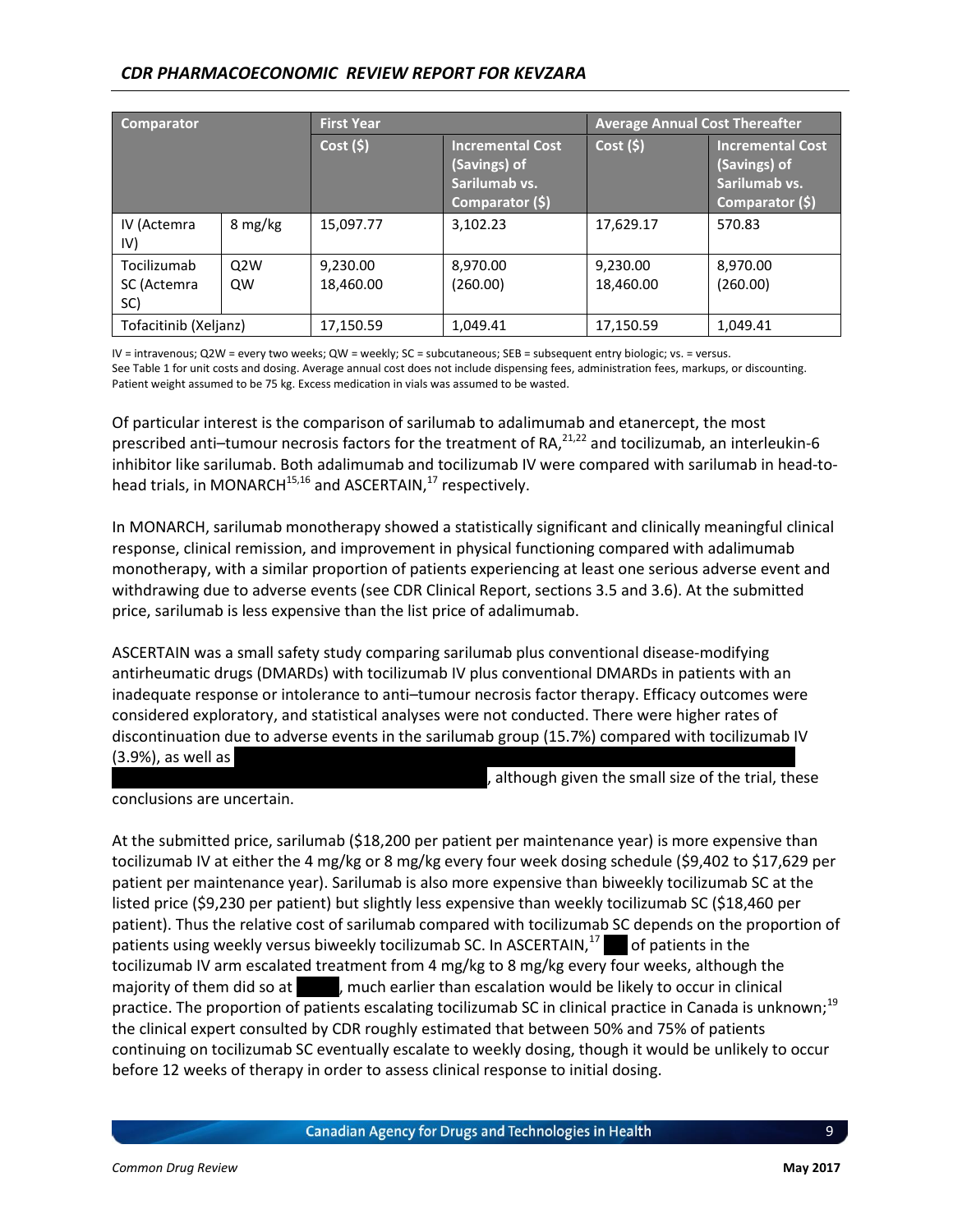| Comparator | | First Year | | Average Annual Cost Thereafter | |
|---|---|---|---|---|---|
| | | Cost ($) | Incremental Cost (Savings) of Sarilumab vs. Comparator ($) | Cost ($) | Incremental Cost (Savings) of Sarilumab vs. Comparator ($) |
| IV (Actemra IV) | 8 mg/kg | 15,097.77 | 3,102.23 | 17,629.17 | 570.83 |
| Tocilizumab SC (Actemra SC) | Q2W<br>QW | 9,230.00<br>18,460.00 | 8,970.00<br>(260.00) | 9,230.00<br>18,460.00 | 8,970.00<br>(260.00) |
| Tofacitinib (Xeljanz) | | 17,150.59 | 1,049.41 | 17,150.59 | 1,049.41 |

IV = intravenous; Q2W = every two weeks; QW = weekly; SC = subcutaneous; SEB = subsequent entry biologic; vs. = versus.
See Table 1 for unit costs and dosing. Average annual cost does not include dispensing fees, administration fees, markups, or discounting.
Patient weight assumed to be 75 kg. Excess medication in vials was assumed to be wasted.

Of particular interest is the comparison of sarilumab to adalimumab and etanercept, the most prescribed anti–tumour necrosis factors for the treatment of RA,[21,22] and tocilizumab, an interleukin-6 inhibitor like sarilumab. Both adalimumab and tocilizumab IV were compared with sarilumab in head-to-head trials, in MONARCH[15,16] and ASCERTAIN,[17] respectively.

In MONARCH, sarilumab monotherapy showed a statistically significant and clinically meaningful clinical response, clinical remission, and improvement in physical functioning compared with adalimumab monotherapy, with a similar proportion of patients experiencing at least one serious adverse event and withdrawing due to adverse events (see CDR Clinical Report, sections 3.5 and 3.6). At the submitted price, sarilumab is less expensive than the list price of adalimumab.

ASCERTAIN was a small safety study comparing sarilumab plus conventional disease-modifying antirheumatic drugs (DMARDs) with tocilizumab IV plus conventional DMARDs in patients with an inadequate response or intolerance to anti–tumour necrosis factor therapy. Efficacy outcomes were considered exploratory, and statistical analyses were not conducted. There were higher rates of discontinuation due to adverse events in the sarilumab group (15.7%) compared with tocilizumab IV (3.9%), as well as ████████████████████████████████████████, although given the small size of the trial, these conclusions are uncertain.

At the submitted price, sarilumab ($18,200 per patient per maintenance year) is more expensive than tocilizumab IV at either the 4 mg/kg or 8 mg/kg every four week dosing schedule ($9,402 to $17,629 per patient per maintenance year). Sarilumab is also more expensive than biweekly tocilizumab SC at the listed price ($9,230 per patient) but slightly less expensive than weekly tocilizumab SC ($18,460 per patient). Thus the relative cost of sarilumab compared with tocilizumab SC depends on the proportion of patients using weekly versus biweekly tocilizumab SC. In ASCERTAIN,[17] ███ of patients in the tocilizumab IV arm escalated treatment from 4 mg/kg to 8 mg/kg every four weeks, although the majority of them did so at █████, much earlier than escalation would be likely to occur in clinical practice. The proportion of patients escalating tocilizumab SC in clinical practice in Canada is unknown;[19] the clinical expert consulted by CDR roughly estimated that between 50% and 75% of patients continuing on tocilizumab SC eventually escalate to weekly dosing, though it would be unlikely to occur before 12 weeks of therapy in order to assess clinical response to initial dosing.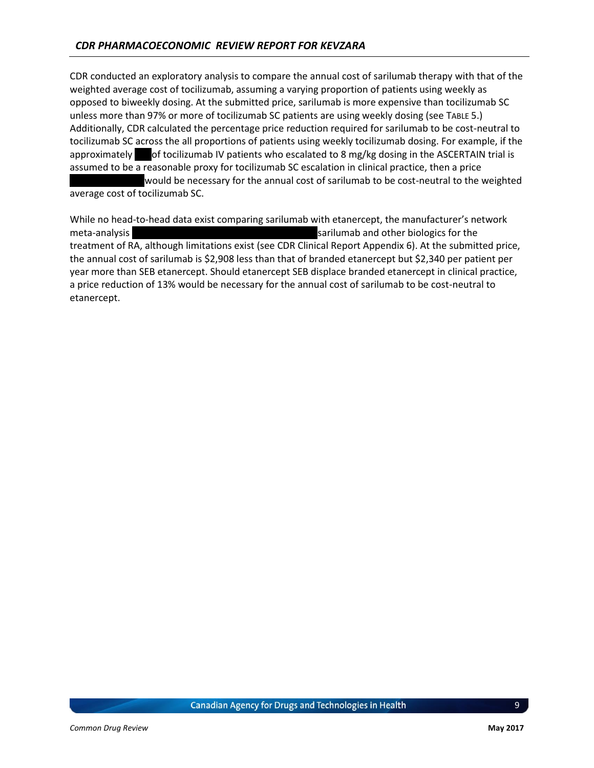CDR conducted an exploratory analysis to compare the annual cost of sarilumab therapy with that of the weighted average cost of tocilizumab, assuming a varying proportion of patients using weekly as opposed to biweekly dosing. At the submitted price, sarilumab is more expensive than tocilizumab SC unless more than 97% or more of tocilizumab SC patients are using weekly dosing (see TABLE 5.) Additionally, CDR calculated the percentage price reduction required for sarilumab to be cost-neutral to tocilizumab SC across the all proportions of patients using weekly tocilizumab dosing. For example, if the approximately ███ of tocilizumab IV patients who escalated to 8 mg/kg dosing in the ASCERTAIN trial is assumed to be a reasonable proxy for tocilizumab SC escalation in clinical practice, then a price ██████████ would be necessary for the annual cost of sarilumab to be cost-neutral to the weighted average cost of tocilizumab SC.

While no head-to-head data exist comparing sarilumab with etanercept, the manufacturer's network meta-analysis ████████████████████████ sarilumab and other biologics for the treatment of RA, although limitations exist (see CDR Clinical Report Appendix 6). At the submitted price, the annual cost of sarilumab is $2,908 less than that of branded etanercept but $2,340 per patient per year more than SEB etanercept. Should etanercept SEB displace branded etanercept in clinical practice, a price reduction of 13% would be necessary for the annual cost of sarilumab to be cost-neutral to etanercept.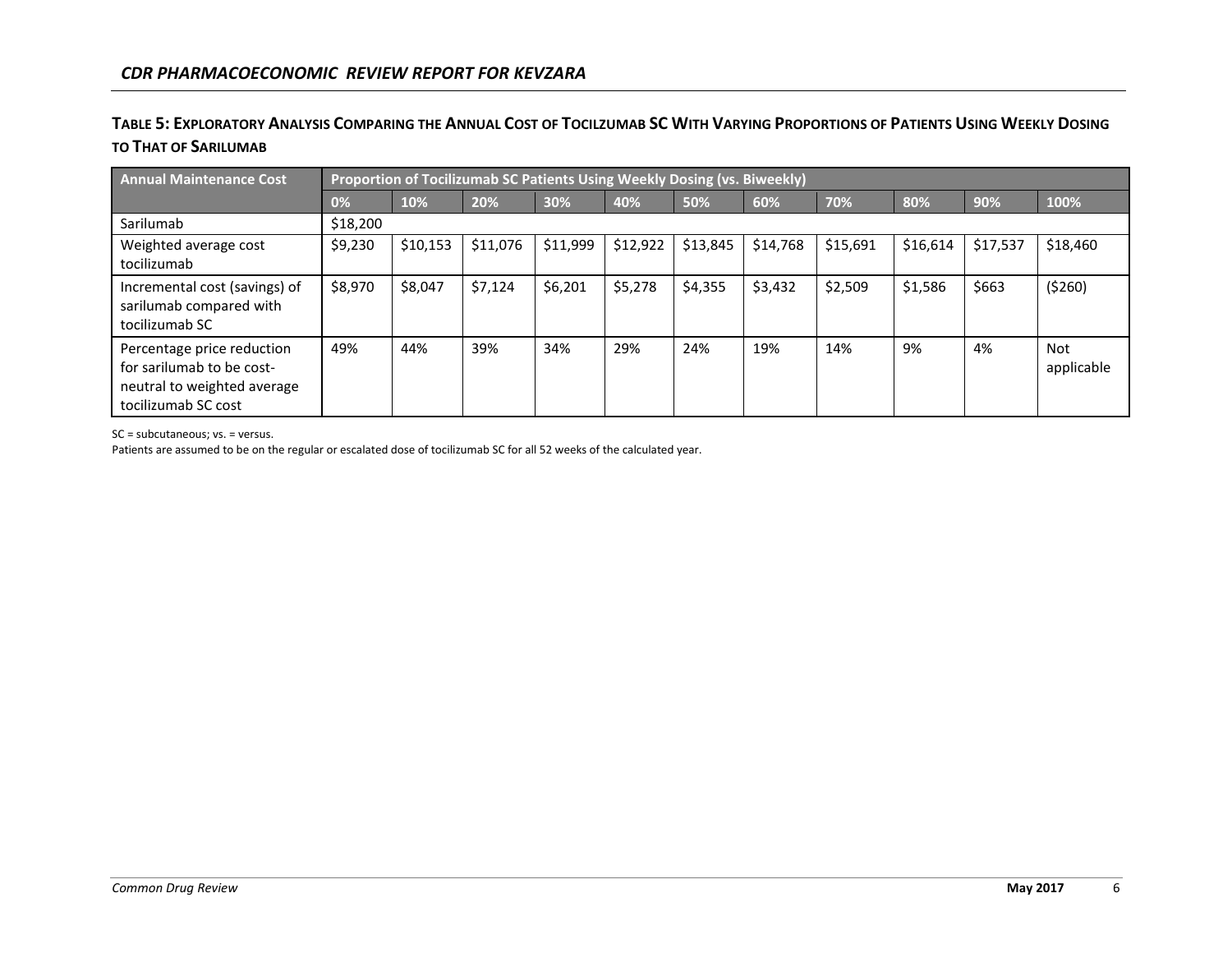**TABLE 5: EXPLORATORY ANALYSIS COMPARING THE ANNUAL COST OF TOCILZUMAB SC WITH VARYING PROPORTIONS OF PATIENTS USING WEEKLY DOSING TO THAT OF SARILUMAB**

| Annual Maintenance Cost | Proportion of Tocilizumab SC Patients Using Weekly Dosing (vs. Biweekly) | | | | | | | | | | |
|---|---|---|---|---|---|---|---|---|---|---|---|
| | 0% | 10% | 20% | 30% | 40% | 50% | 60% | 70% | 80% | 90% | 100% |
| Sarilumab | $18,200 | | | | | | | | | | |
| Weighted average cost tocilizumab | $9,230 | $10,153 | $11,076 | $11,999 | $12,922 | $13,845 | $14,768 | $15,691 | $16,614 | $17,537 | $18,460 |
| Incremental cost (savings) of sarilumab compared with tocilizumab SC | $8,970 | $8,047 | $7,124 | $6,201 | $5,278 | $4,355 | $3,432 | $2,509 | $1,586 | $663 | ($260) |
| Percentage price reduction for sarilumab to be cost-neutral to weighted average tocilizumab SC cost | 49% | 44% | 39% | 34% | 29% | 24% | 19% | 14% | 9% | 4% | Not applicable |

SC = subcutaneous; vs. = versus.
Patients are assumed to be on the regular or escalated dose of tocilizumab SC for all 52 weeks of the calculated year.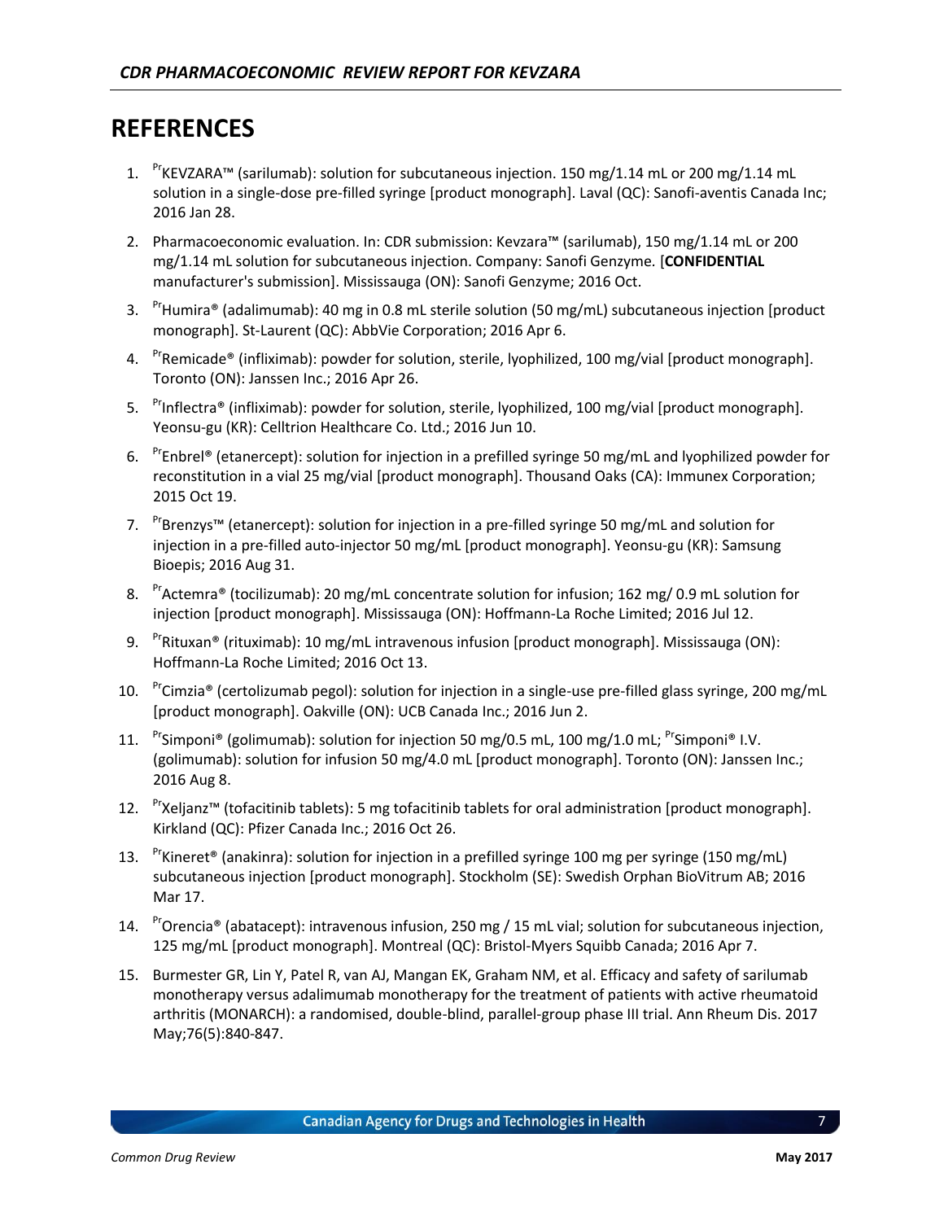# REFERENCES

1. [Pr]KEVZARA™ (sarilumab): solution for subcutaneous injection. 150 mg/1.14 mL or 200 mg/1.14 mL solution in a single-dose pre-filled syringe [product monograph]. Laval (QC): Sanofi-aventis Canada Inc; 2016 Jan 28.
2. Pharmacoeconomic evaluation. In: CDR submission: Kevzara™ (sarilumab), 150 mg/1.14 mL or 200 mg/1.14 mL solution for subcutaneous injection. Company: Sanofi Genzyme. [**CONFIDENTIAL** manufacturer's submission]. Mississauga (ON): Sanofi Genzyme; 2016 Oct.
3. [Pr]Humira® (adalimumab): 40 mg in 0.8 mL sterile solution (50 mg/mL) subcutaneous injection [product monograph]. St-Laurent (QC): AbbVie Corporation; 2016 Apr 6.
4. [Pr]Remicade® (infliximab): powder for solution, sterile, lyophilized, 100 mg/vial [product monograph]. Toronto (ON): Janssen Inc.; 2016 Apr 26.
5. [Pr]Inflectra® (infliximab): powder for solution, sterile, lyophilized, 100 mg/vial [product monograph]. Yeonsu-gu (KR): Celltrion Healthcare Co. Ltd.; 2016 Jun 10.
6. [Pr]Enbrel® (etanercept): solution for injection in a prefilled syringe 50 mg/mL and lyophilized powder for reconstitution in a vial 25 mg/vial [product monograph]. Thousand Oaks (CA): Immunex Corporation; 2015 Oct 19.
7. [Pr]Brenzys™ (etanercept): solution for injection in a pre-filled syringe 50 mg/mL and solution for injection in a pre-filled auto-injector 50 mg/mL [product monograph]. Yeonsu-gu (KR): Samsung Bioepis; 2016 Aug 31.
8. [Pr]Actemra® (tocilizumab): 20 mg/mL concentrate solution for infusion; 162 mg/ 0.9 mL solution for injection [product monograph]. Mississauga (ON): Hoffmann-La Roche Limited; 2016 Jul 12.
9. [Pr]Rituxan® (rituximab): 10 mg/mL intravenous infusion [product monograph]. Mississauga (ON): Hoffmann-La Roche Limited; 2016 Oct 13.
10. [Pr]Cimzia® (certolizumab pegol): solution for injection in a single-use pre-filled glass syringe, 200 mg/mL [product monograph]. Oakville (ON): UCB Canada Inc.; 2016 Jun 2.
11. [Pr]Simponi® (golimumab): solution for injection 50 mg/0.5 mL, 100 mg/1.0 mL; [Pr]Simponi® I.V. (golimumab): solution for infusion 50 mg/4.0 mL [product monograph]. Toronto (ON): Janssen Inc.; 2016 Aug 8.
12. [Pr]Xeljanz™ (tofacitinib tablets): 5 mg tofacitinib tablets for oral administration [product monograph]. Kirkland (QC): Pfizer Canada Inc.; 2016 Oct 26.
13. [Pr]Kineret® (anakinra): solution for injection in a prefilled syringe 100 mg per syringe (150 mg/mL) subcutaneous injection [product monograph]. Stockholm (SE): Swedish Orphan BioVitrum AB; 2016 Mar 17.
14. [Pr]Orencia® (abatacept): intravenous infusion, 250 mg / 15 mL vial; solution for subcutaneous injection, 125 mg/mL [product monograph]. Montreal (QC): Bristol-Myers Squibb Canada; 2016 Apr 7.
15. Burmester GR, Lin Y, Patel R, van AJ, Mangan EK, Graham NM, et al. Efficacy and safety of sarilumab monotherapy versus adalimumab monotherapy for the treatment of patients with active rheumatoid arthritis (MONARCH): a randomised, double-blind, parallel-group phase III trial. Ann Rheum Dis. 2017 May;76(5):840-847.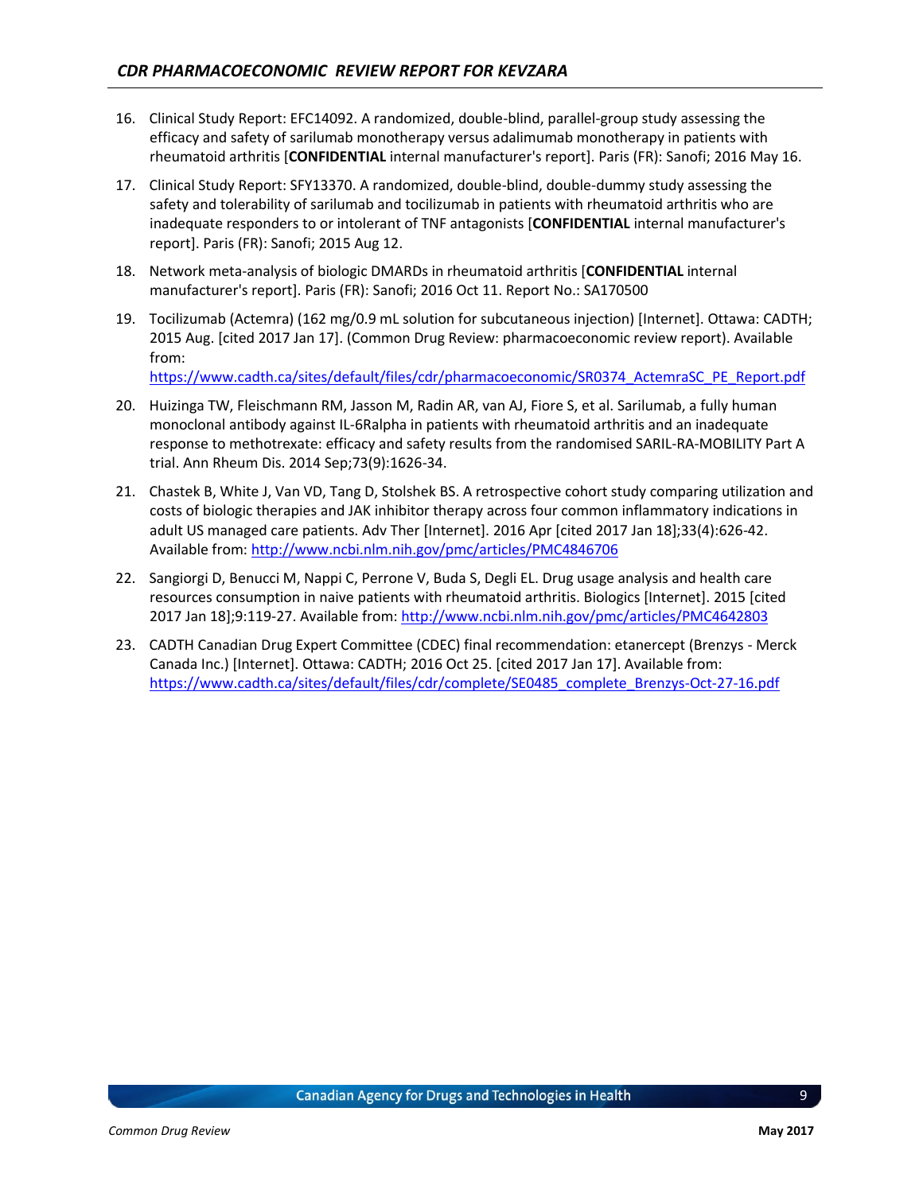16. Clinical Study Report: EFC14092. A randomized, double-blind, parallel-group study assessing the efficacy and safety of sarilumab monotherapy versus adalimumab monotherapy in patients with rheumatoid arthritis [**CONFIDENTIAL** internal manufacturer's report]. Paris (FR): Sanofi; 2016 May 16.

17. Clinical Study Report: SFY13370. A randomized, double-blind, double-dummy study assessing the safety and tolerability of sarilumab and tocilizumab in patients with rheumatoid arthritis who are inadequate responders to or intolerant of TNF antagonists [**CONFIDENTIAL** internal manufacturer's report]. Paris (FR): Sanofi; 2015 Aug 12.

18. Network meta-analysis of biologic DMARDs in rheumatoid arthritis [**CONFIDENTIAL** internal manufacturer's report]. Paris (FR): Sanofi; 2016 Oct 11. Report No.: SA170500

19. Tocilizumab (Actemra) (162 mg/0.9 mL solution for subcutaneous injection) [Internet]. Ottawa: CADTH; 2015 Aug. [cited 2017 Jan 17]. (Common Drug Review: pharmacoeconomic review report). Available from: https://www.cadth.ca/sites/default/files/cdr/pharmacoeconomic/SR0374_ActemraSC_PE_Report.pdf

20. Huizinga TW, Fleischmann RM, Jasson M, Radin AR, van AJ, Fiore S, et al. Sarilumab, a fully human monoclonal antibody against IL-6Ralpha in patients with rheumatoid arthritis and an inadequate response to methotrexate: efficacy and safety results from the randomised SARIL-RA-MOBILITY Part A trial. Ann Rheum Dis. 2014 Sep;73(9):1626-34.

21. Chastek B, White J, Van VD, Tang D, Stolshek BS. A retrospective cohort study comparing utilization and costs of biologic therapies and JAK inhibitor therapy across four common inflammatory indications in adult US managed care patients. Adv Ther [Internet]. 2016 Apr [cited 2017 Jan 18];33(4):626-42. Available from: http://www.ncbi.nlm.nih.gov/pmc/articles/PMC4846706

22. Sangiorgi D, Benucci M, Nappi C, Perrone V, Buda S, Degli EL. Drug usage analysis and health care resources consumption in naive patients with rheumatoid arthritis. Biologics [Internet]. 2015 [cited 2017 Jan 18];9:119-27. Available from: http://www.ncbi.nlm.nih.gov/pmc/articles/PMC4642803

23. CADTH Canadian Drug Expert Committee (CDEC) final recommendation: etanercept (Brenzys - Merck Canada Inc.) [Internet]. Ottawa: CADTH; 2016 Oct 25. [cited 2017 Jan 17]. Available from: https://www.cadth.ca/sites/default/files/cdr/complete/SE0485_complete_Brenzys-Oct-27-16.pdf